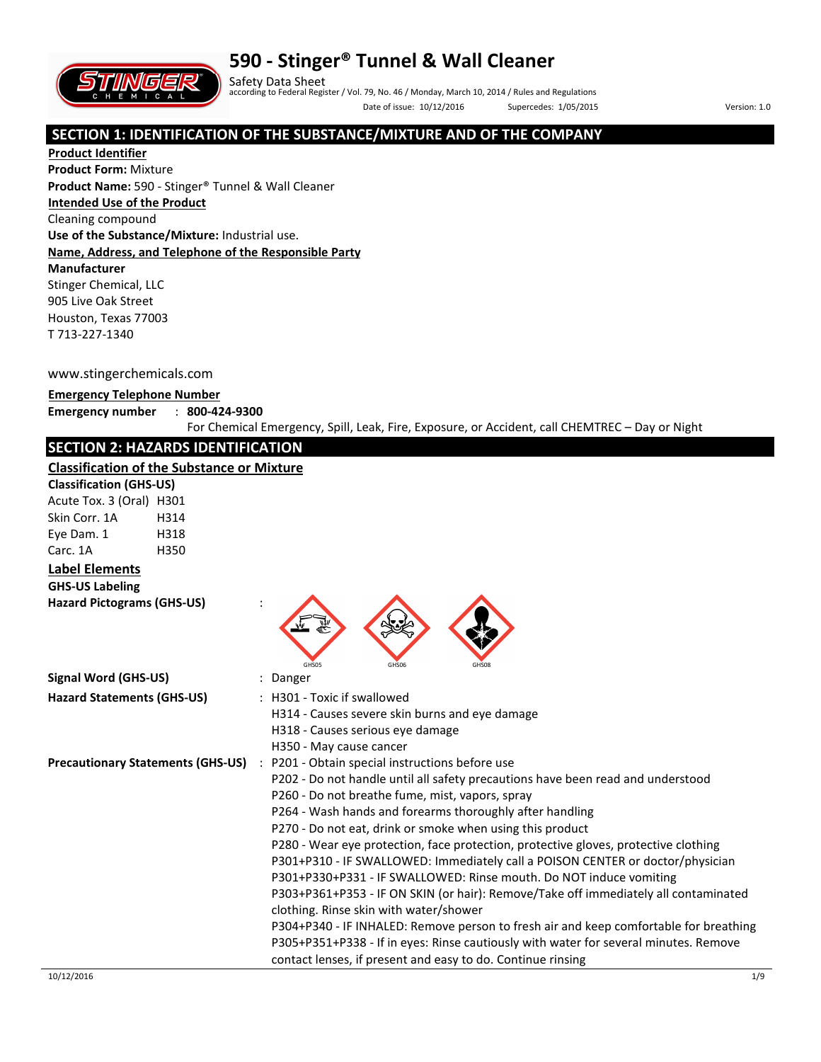# 590 - Stinger® Tunnel & Wall Cleaner

Safety Data Sheet
according to Federal Register / Vol. 79, No. 46 / Monday, March 10, 2014 / Rules and Regulations

Date of issue: 10/12/2016 Supercedes: 1/05/2015 Version: 1.0

## SECTION 1: IDENTIFICATION OF THE SUBSTANCE/MIXTURE AND OF THE COMPANY

**Product Identifier**

**Product Form:** Mixture

**Product Name:** 590 - Stinger® Tunnel & Wall Cleaner

**Intended Use of the Product**

Cleaning compound

**Use of the Substance/Mixture:** Industrial use.

**Name, Address, and Telephone of the Responsible Party**

**Manufacturer**

Stinger Chemical, LLC
905 Live Oak Street
Houston, Texas 77003
T 713-227-1340

www.stingerchemicals.com

**Emergency Telephone Number**

**Emergency number** : **800-424-9300**
For Chemical Emergency, Spill, Leak, Fire, Exposure, or Accident, call CHEMTREC – Day or Night

## SECTION 2: HAZARDS IDENTIFICATION

**Classification of the Substance or Mixture**

**Classification (GHS-US)**

| | |
|---|---|
| Acute Tox. 3 (Oral) | H301 |
| Skin Corr. 1A | H314 |
| Eye Dam. 1 | H318 |
| Carc. 1A | H350 |

**Label Elements**

**GHS-US Labeling**

**Hazard Pictograms (GHS-US)** :

GHS05 GHS06 GHS08

**Signal Word (GHS-US)** : Danger

**Hazard Statements (GHS-US)** :
- H301 - Toxic if swallowed
- H314 - Causes severe skin burns and eye damage
- H318 - Causes serious eye damage
- H350 - May cause cancer

**Precautionary Statements (GHS-US)** :
- P201 - Obtain special instructions before use
- P202 - Do not handle until all safety precautions have been read and understood
- P260 - Do not breathe fume, mist, vapors, spray
- P264 - Wash hands and forearms thoroughly after handling
- P270 - Do not eat, drink or smoke when using this product
- P280 - Wear eye protection, face protection, protective gloves, protective clothing
- P301+P310 - IF SWALLOWED: Immediately call a POISON CENTER or doctor/physician
- P301+P330+P331 - IF SWALLOWED: Rinse mouth. Do NOT induce vomiting
- P303+P361+P353 - IF ON SKIN (or hair): Remove/Take off immediately all contaminated clothing. Rinse skin with water/shower
- P304+P340 - IF INHALED: Remove person to fresh air and keep comfortable for breathing
- P305+P351+P338 - If in eyes: Rinse cautiously with water for several minutes. Remove contact lenses, if present and easy to do. Continue rinsing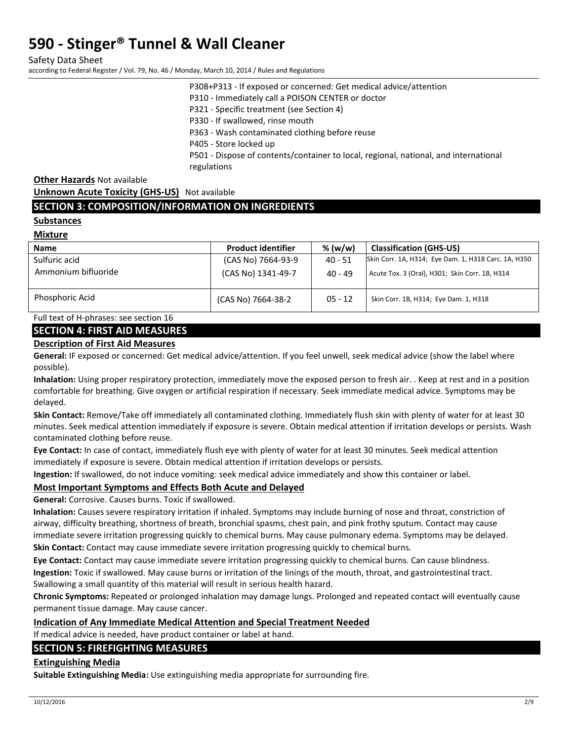P308+P313 - If exposed or concerned: Get medical advice/attention
P310 - Immediately call a POISON CENTER or doctor
P321 - Specific treatment (see Section 4)
P330 - If swallowed, rinse mouth
P363 - Wash contaminated clothing before reuse
P405 - Store locked up
P501 - Dispose of contents/container to local, regional, national, and international regulations

**Other Hazards** Not available

**Unknown Acute Toxicity (GHS-US)** Not available

## SECTION 3: COMPOSITION/INFORMATION ON INGREDIENTS

**Substances**

**Mixture**

| Name | Product identifier | % (w/w) | Classification (GHS-US) |
|---|---|---|---|
| Sulfuric acid | (CAS No) 7664-93-9 | 40 - 51 | Skin Corr. 1A, H314; Eye Dam. 1, H318 Carc. 1A, H350 |
| Ammonium bifluoride | (CAS No) 1341-49-7 | 40 - 49 | Acute Tox. 3 (Oral), H301; Skin Corr. 1B, H314 |
| Phosphoric Acid | (CAS No) 7664-38-2 | 05 - 12 | Skin Corr. 1B, H314; Eye Dam. 1, H318 |

Full text of H-phrases: see section 16

## SECTION 4: FIRST AID MEASURES

### Description of First Aid Measures

**General:** IF exposed or concerned: Get medical advice/attention. If you feel unwell, seek medical advice (show the label where possible).

**Inhalation:** Using proper respiratory protection, immediately move the exposed person to fresh air. . Keep at rest and in a position comfortable for breathing. Give oxygen or artificial respiration if necessary. Seek immediate medical advice. Symptoms may be delayed.

**Skin Contact:** Remove/Take off immediately all contaminated clothing. Immediately flush skin with plenty of water for at least 30 minutes. Seek medical attention immediately if exposure is severe. Obtain medical attention if irritation develops or persists. Wash contaminated clothing before reuse.

**Eye Contact:** In case of contact, immediately flush eye with plenty of water for at least 30 minutes. Seek medical attention immediately if exposure is severe. Obtain medical attention if irritation develops or persists.

**Ingestion:** If swallowed, do not induce vomiting: seek medical advice immediately and show this container or label.

### Most Important Symptoms and Effects Both Acute and Delayed

**General:** Corrosive. Causes burns. Toxic if swallowed.

**Inhalation:** Causes severe respiratory irritation if inhaled. Symptoms may include burning of nose and throat, constriction of airway, difficulty breathing, shortness of breath, bronchial spasms, chest pain, and pink frothy sputum. Contact may cause immediate severe irritation progressing quickly to chemical burns. May cause pulmonary edema. Symptoms may be delayed.

**Skin Contact:** Contact may cause immediate severe irritation progressing quickly to chemical burns.

**Eye Contact:** Contact may cause immediate severe irritation progressing quickly to chemical burns. Can cause blindness.

**Ingestion:** Toxic if swallowed. May cause burns or irritation of the linings of the mouth, throat, and gastrointestinal tract. Swallowing a small quantity of this material will result in serious health hazard.

**Chronic Symptoms:** Repeated or prolonged inhalation may damage lungs. Prolonged and repeated contact will eventually cause permanent tissue damage. May cause cancer.

### Indication of Any Immediate Medical Attention and Special Treatment Needed

If medical advice is needed, have product container or label at hand.

## SECTION 5: FIREFIGHTING MEASURES

### Extinguishing Media

**Suitable Extinguishing Media:** Use extinguishing media appropriate for surrounding fire.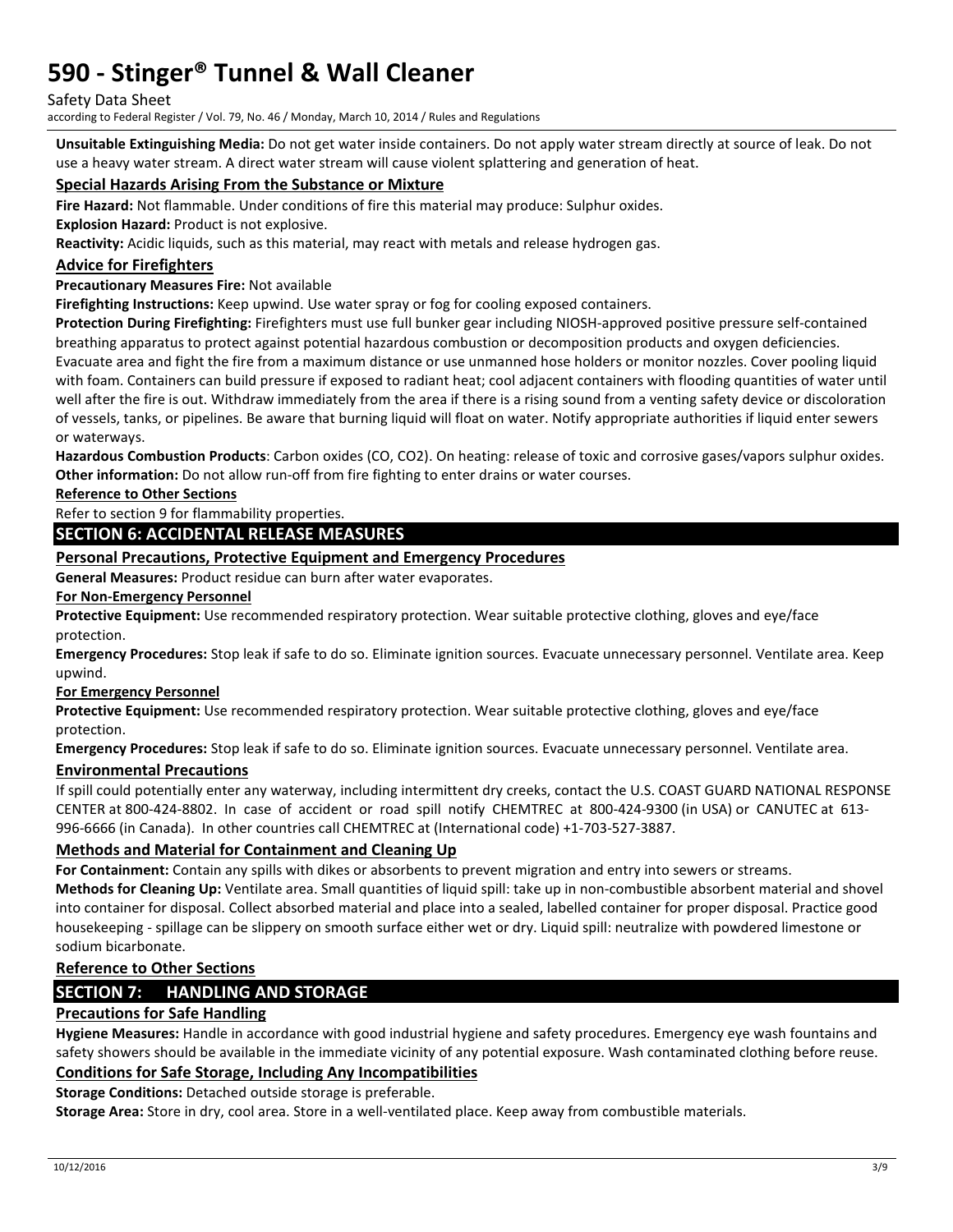**Unsuitable Extinguishing Media:** Do not get water inside containers. Do not apply water stream directly at source of leak. Do not use a heavy water stream. A direct water stream will cause violent splattering and generation of heat.

### Special Hazards Arising From the Substance or Mixture

**Fire Hazard:** Not flammable. Under conditions of fire this material may produce: Sulphur oxides.

**Explosion Hazard:** Product is not explosive.

**Reactivity:** Acidic liquids, such as this material, may react with metals and release hydrogen gas.

### Advice for Firefighters

**Precautionary Measures Fire:** Not available

**Firefighting Instructions:** Keep upwind. Use water spray or fog for cooling exposed containers.

**Protection During Firefighting:** Firefighters must use full bunker gear including NIOSH-approved positive pressure self-contained breathing apparatus to protect against potential hazardous combustion or decomposition products and oxygen deficiencies. Evacuate area and fight the fire from a maximum distance or use unmanned hose holders or monitor nozzles. Cover pooling liquid with foam. Containers can build pressure if exposed to radiant heat; cool adjacent containers with flooding quantities of water until well after the fire is out. Withdraw immediately from the area if there is a rising sound from a venting safety device or discoloration of vessels, tanks, or pipelines. Be aware that burning liquid will float on water. Notify appropriate authorities if liquid enter sewers or waterways.

**Hazardous Combustion Products**: Carbon oxides (CO, $CO_2$). On heating: release of toxic and corrosive gases/vapors sulphur oxides.

**Other information:** Do not allow run-off from fire fighting to enter drains or water courses.

#### Reference to Other Sections

Refer to section 9 for flammability properties.

## SECTION 6: ACCIDENTAL RELEASE MEASURES

### Personal Precautions, Protective Equipment and Emergency Procedures

**General Measures:** Product residue can burn after water evaporates.

#### For Non-Emergency Personnel

**Protective Equipment:** Use recommended respiratory protection. Wear suitable protective clothing, gloves and eye/face protection.

**Emergency Procedures:** Stop leak if safe to do so. Eliminate ignition sources. Evacuate unnecessary personnel. Ventilate area. Keep upwind.

#### For Emergency Personnel

**Protective Equipment:** Use recommended respiratory protection. Wear suitable protective clothing, gloves and eye/face protection.

**Emergency Procedures:** Stop leak if safe to do so. Eliminate ignition sources. Evacuate unnecessary personnel. Ventilate area.

### Environmental Precautions

If spill could potentially enter any waterway, including intermittent dry creeks, contact the U.S. COAST GUARD NATIONAL RESPONSE CENTER at 800-424-8802. In case of accident or road spill notify CHEMTREC at 800-424-9300 (in USA) or CANUTEC at 613-996-6666 (in Canada). In other countries call CHEMTREC at (International code) +1-703-527-3887.

### Methods and Material for Containment and Cleaning Up

**For Containment:** Contain any spills with dikes or absorbents to prevent migration and entry into sewers or streams.

**Methods for Cleaning Up:** Ventilate area. Small quantities of liquid spill: take up in non-combustible absorbent material and shovel into container for disposal. Collect absorbed material and place into a sealed, labelled container for proper disposal. Practice good housekeeping - spillage can be slippery on smooth surface either wet or dry. Liquid spill: neutralize with powdered limestone or sodium bicarbonate.

### Reference to Other Sections

## SECTION 7: HANDLING AND STORAGE

### Precautions for Safe Handling

**Hygiene Measures:** Handle in accordance with good industrial hygiene and safety procedures. Emergency eye wash fountains and safety showers should be available in the immediate vicinity of any potential exposure. Wash contaminated clothing before reuse.

### Conditions for Safe Storage, Including Any Incompatibilities

**Storage Conditions:** Detached outside storage is preferable.

**Storage Area:** Store in dry, cool area. Store in a well-ventilated place. Keep away from combustible materials.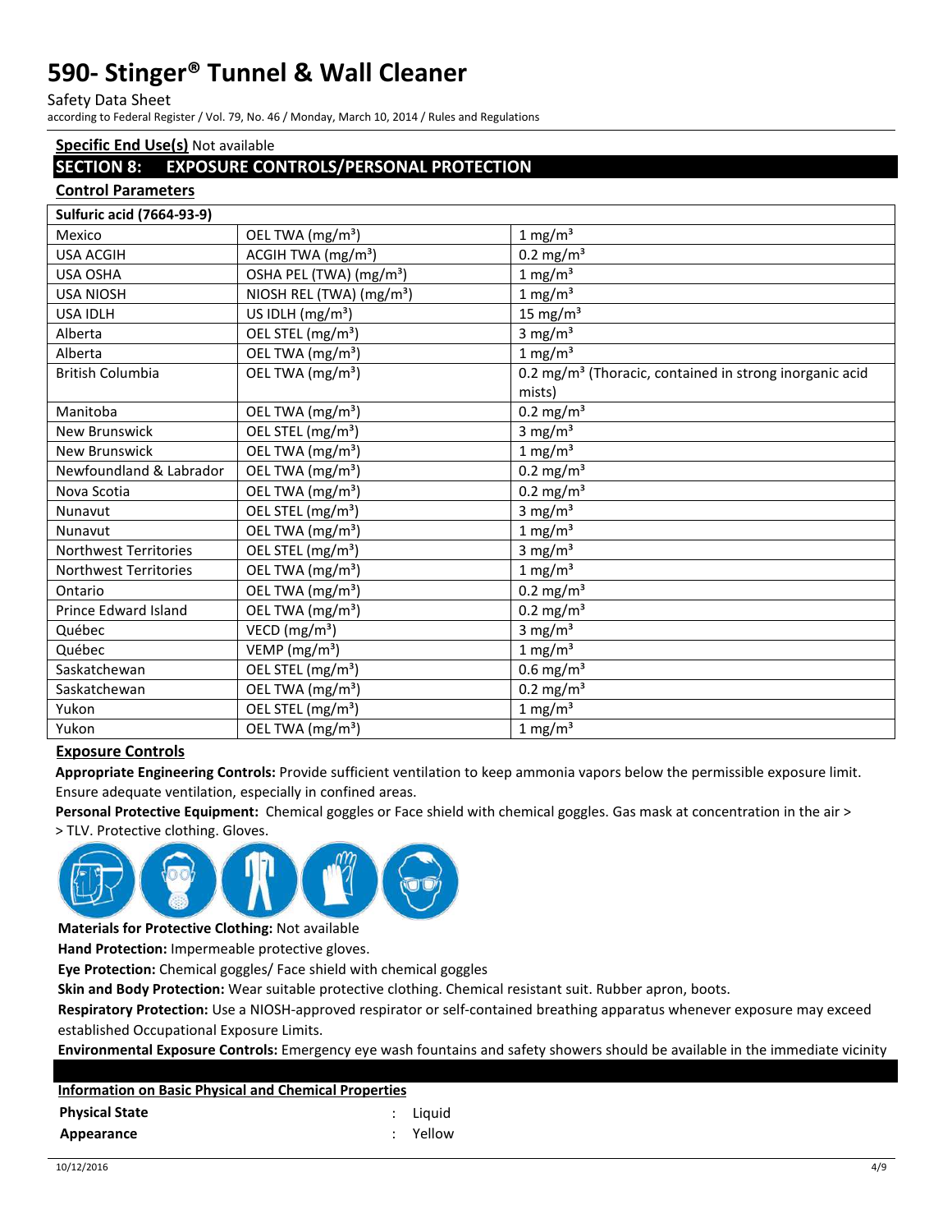**Specific End Use(s)** Not available

## SECTION 8: EXPOSURE CONTROLS/PERSONAL PROTECTION

### Control Parameters

| Sulfuric acid (7664-93-9) | | |
|---|---|---|
| Mexico | OEL TWA (mg/m³) | 1 mg/m³ |
| USA ACGIH | ACGIH TWA (mg/m³) | 0.2 mg/m³ |
| USA OSHA | OSHA PEL (TWA) (mg/m³) | 1 mg/m³ |
| USA NIOSH | NIOSH REL (TWA) (mg/m³) | 1 mg/m³ |
| USA IDLH | US IDLH (mg/m³) | 15 mg/m³ |
| Alberta | OEL STEL (mg/m³) | 3 mg/m³ |
| Alberta | OEL TWA (mg/m³) | 1 mg/m³ |
| British Columbia | OEL TWA (mg/m³) | 0.2 mg/m³ (Thoracic, contained in strong inorganic acid mists) |
| Manitoba | OEL TWA (mg/m³) | 0.2 mg/m³ |
| New Brunswick | OEL STEL (mg/m³) | 3 mg/m³ |
| New Brunswick | OEL TWA (mg/m³) | 1 mg/m³ |
| Newfoundland & Labrador | OEL TWA (mg/m³) | 0.2 mg/m³ |
| Nova Scotia | OEL TWA (mg/m³) | 0.2 mg/m³ |
| Nunavut | OEL STEL (mg/m³) | 3 mg/m³ |
| Nunavut | OEL TWA (mg/m³) | 1 mg/m³ |
| Northwest Territories | OEL STEL (mg/m³) | 3 mg/m³ |
| Northwest Territories | OEL TWA (mg/m³) | 1 mg/m³ |
| Ontario | OEL TWA (mg/m³) | 0.2 mg/m³ |
| Prince Edward Island | OEL TWA (mg/m³) | 0.2 mg/m³ |
| Québec | VECD (mg/m³) | 3 mg/m³ |
| Québec | VEMP (mg/m³) | 1 mg/m³ |
| Saskatchewan | OEL STEL (mg/m³) | 0.6 mg/m³ |
| Saskatchewan | OEL TWA (mg/m³) | 0.2 mg/m³ |
| Yukon | OEL STEL (mg/m³) | 1 mg/m³ |
| Yukon | OEL TWA (mg/m³) | 1 mg/m³ |

### Exposure Controls

**Appropriate Engineering Controls:** Provide sufficient ventilation to keep ammonia vapors below the permissible exposure limit. Ensure adequate ventilation, especially in confined areas.

**Personal Protective Equipment:** Chemical goggles or Face shield with chemical goggles. Gas mask at concentration in the air > > TLV. Protective clothing. Gloves.

**Materials for Protective Clothing:** Not available

**Hand Protection:** Impermeable protective gloves.

**Eye Protection:** Chemical goggles/ Face shield with chemical goggles

**Skin and Body Protection:** Wear suitable protective clothing. Chemical resistant suit. Rubber apron, boots.

**Respiratory Protection:** Use a NIOSH-approved respirator or self-contained breathing apparatus whenever exposure may exceed established Occupational Exposure Limits.

**Environmental Exposure Controls:** Emergency eye wash fountains and safety showers should be available in the immediate vicinity

### Information on Basic Physical and Chemical Properties

| | | |
|---|---|---|
| **Physical State** | : | Liquid |
| **Appearance** | : | Yellow |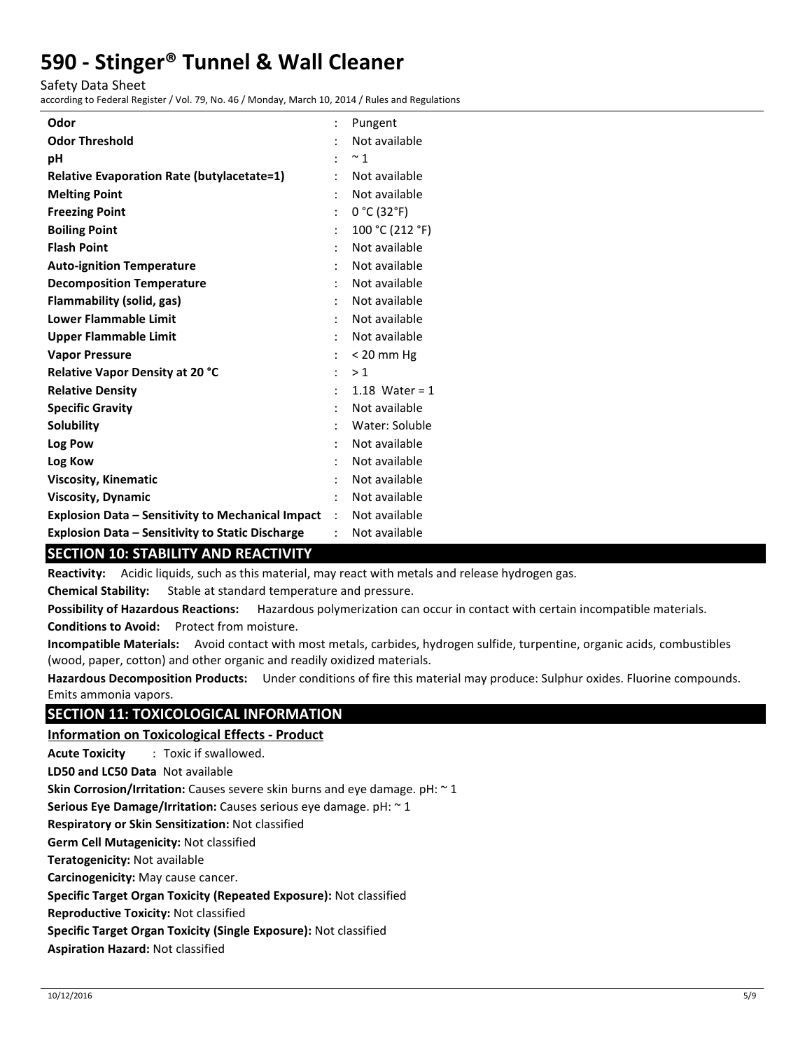| | |
|---|---|
| **Odor** | Pungent |
| **Odor Threshold** | Not available |
| **pH** | ~ 1 |
| **Relative Evaporation Rate (butylacetate=1)** | Not available |
| **Melting Point** | Not available |
| **Freezing Point** | 0 °C (32°F) |
| **Boiling Point** | 100 °C (212 °F) |
| **Flash Point** | Not available |
| **Auto-ignition Temperature** | Not available |
| **Decomposition Temperature** | Not available |
| **Flammability (solid, gas)** | Not available |
| **Lower Flammable Limit** | Not available |
| **Upper Flammable Limit** | Not available |
| **Vapor Pressure** | < 20 mm Hg |
| **Relative Vapor Density at 20 °C** | > 1 |
| **Relative Density** | 1.18 Water = 1 |
| **Specific Gravity** | Not available |
| **Solubility** | Water: Soluble |
| **Log Pow** | Not available |
| **Log Kow** | Not available |
| **Viscosity, Kinematic** | Not available |
| **Viscosity, Dynamic** | Not available |
| **Explosion Data – Sensitivity to Mechanical Impact** | Not available |
| **Explosion Data – Sensitivity to Static Discharge** | Not available |

## SECTION 10: STABILITY AND REACTIVITY

**Reactivity:** Acidic liquids, such as this material, may react with metals and release hydrogen gas.

**Chemical Stability:** Stable at standard temperature and pressure.

**Possibility of Hazardous Reactions:** Hazardous polymerization can occur in contact with certain incompatible materials.

**Conditions to Avoid:** Protect from moisture.

**Incompatible Materials:** Avoid contact with most metals, carbides, hydrogen sulfide, turpentine, organic acids, combustibles (wood, paper, cotton) and other organic and readily oxidized materials.

**Hazardous Decomposition Products:** Under conditions of fire this material may produce: Sulphur oxides. Fluorine compounds. Emits ammonia vapors.

## SECTION 11: TOXICOLOGICAL INFORMATION

### Information on Toxicological Effects - Product

**Acute Toxicity** : Toxic if swallowed.

**LD50 and LC50 Data** Not available

**Skin Corrosion/Irritation:** Causes severe skin burns and eye damage. pH: ~ 1

**Serious Eye Damage/Irritation:** Causes serious eye damage. pH: ~ 1

**Respiratory or Skin Sensitization:** Not classified

**Germ Cell Mutagenicity:** Not classified

**Teratogenicity:** Not available

**Carcinogenicity:** May cause cancer.

**Specific Target Organ Toxicity (Repeated Exposure):** Not classified

**Reproductive Toxicity:** Not classified

**Specific Target Organ Toxicity (Single Exposure):** Not classified

**Aspiration Hazard:** Not classified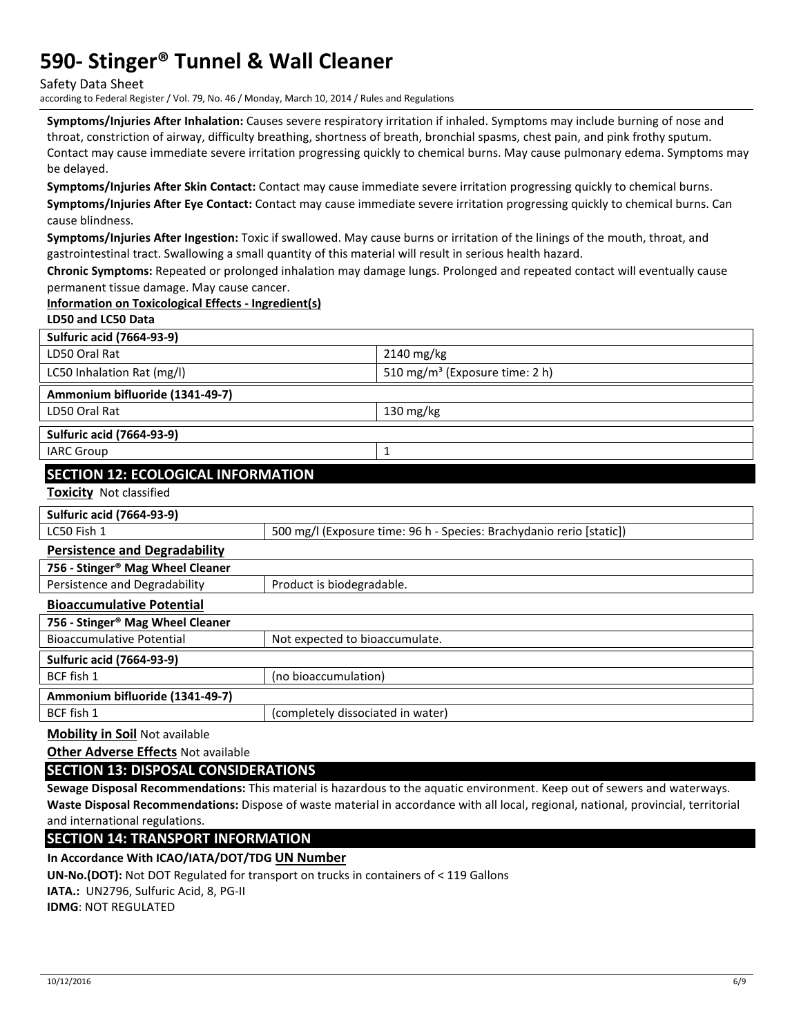**Symptoms/Injuries After Inhalation:** Causes severe respiratory irritation if inhaled. Symptoms may include burning of nose and throat, constriction of airway, difficulty breathing, shortness of breath, bronchial spasms, chest pain, and pink frothy sputum. Contact may cause immediate severe irritation progressing quickly to chemical burns. May cause pulmonary edema. Symptoms may be delayed.

**Symptoms/Injuries After Skin Contact:** Contact may cause immediate severe irritation progressing quickly to chemical burns.

**Symptoms/Injuries After Eye Contact:** Contact may cause immediate severe irritation progressing quickly to chemical burns. Can cause blindness.

**Symptoms/Injuries After Ingestion:** Toxic if swallowed. May cause burns or irritation of the linings of the mouth, throat, and gastrointestinal tract. Swallowing a small quantity of this material will result in serious health hazard.

**Chronic Symptoms:** Repeated or prolonged inhalation may damage lungs. Prolonged and repeated contact will eventually cause permanent tissue damage. May cause cancer.

**Information on Toxicological Effects - Ingredient(s)**

**LD50 and LC50 Data**

| **Sulfuric acid (7664-93-9)** | |
|---|---|
| LD50 Oral Rat | 2140 mg/kg |
| LC50 Inhalation Rat (mg/l) | 510 mg/m³ (Exposure time: 2 h) |
| **Ammonium bifluoride (1341-49-7)** | |
| LD50 Oral Rat | 130 mg/kg |
| **Sulfuric acid (7664-93-9)** | |
| IARC Group | 1 |

## SECTION 12: ECOLOGICAL INFORMATION

**Toxicity** Not classified

| **Sulfuric acid (7664-93-9)** | |
|---|---|
| LC50 Fish 1 | 500 mg/l (Exposure time: 96 h - Species: Brachydanio rerio [static]) |

**Persistence and Degradability**

| **756 - Stinger® Mag Wheel Cleaner** | |
|---|---|
| Persistence and Degradability | Product is biodegradable. |

**Bioaccumulative Potential**

| **756 - Stinger® Mag Wheel Cleaner** | |
|---|---|
| Bioaccumulative Potential | Not expected to bioaccumulate. |
| **Sulfuric acid (7664-93-9)** | |
| BCF fish 1 | (no bioaccumulation) |
| **Ammonium bifluoride (1341-49-7)** | |
| BCF fish 1 | (completely dissociated in water) |

**Mobility in Soil** Not available

**Other Adverse Effects** Not available

## SECTION 13: DISPOSAL CONSIDERATIONS

**Sewage Disposal Recommendations:** This material is hazardous to the aquatic environment. Keep out of sewers and waterways.

**Waste Disposal Recommendations:** Dispose of waste material in accordance with all local, regional, national, provincial, territorial and international regulations.

## SECTION 14: TRANSPORT INFORMATION

**In Accordance With ICAO/IATA/DOT/TDG UN Number**

**UN-No.(DOT):** Not DOT Regulated for transport on trucks in containers of < 119 Gallons

**IATA.:** UN2796, Sulfuric Acid, 8, PG-II

**IDMG**: NOT REGULATED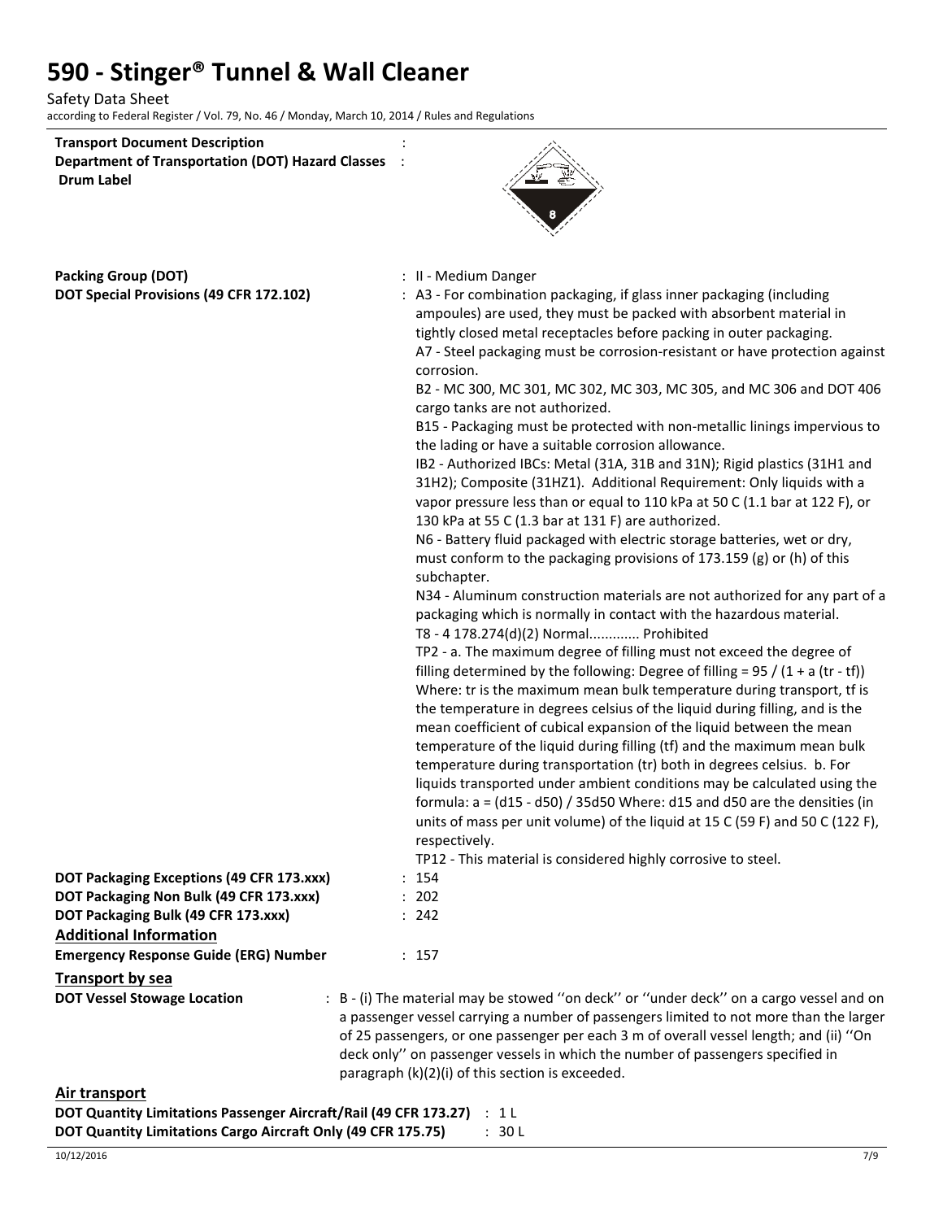**Transport Document Description** :

**Department of Transportation (DOT) Hazard Classes** :

**Drum Label**

**Packing Group (DOT)** : II - Medium Danger

**DOT Special Provisions (49 CFR 172.102)** : A3 - For combination packaging, if glass inner packaging (including ampoules) are used, they must be packed with absorbent material in tightly closed metal receptacles before packing in outer packaging.
A7 - Steel packaging must be corrosion-resistant or have protection against corrosion.
B2 - MC 300, MC 301, MC 302, MC 303, MC 305, and MC 306 and DOT 406 cargo tanks are not authorized.
B15 - Packaging must be protected with non-metallic linings impervious to the lading or have a suitable corrosion allowance.
IB2 - Authorized IBCs: Metal (31A, 31B and 31N); Rigid plastics (31H1 and 31H2); Composite (31HZ1). Additional Requirement: Only liquids with a vapor pressure less than or equal to 110 kPa at 50 C (1.1 bar at 122 F), or 130 kPa at 55 C (1.3 bar at 131 F) are authorized.
N6 - Battery fluid packaged with electric storage batteries, wet or dry, must conform to the packaging provisions of 173.159 (g) or (h) of this subchapter.
N34 - Aluminum construction materials are not authorized for any part of a packaging which is normally in contact with the hazardous material.
T8 - 4 178.274(d)(2) Normal............. Prohibited
TP2 - a. The maximum degree of filling must not exceed the degree of filling determined by the following: Degree of filling = 95 / (1 + a (tr - tf)) Where: tr is the maximum mean bulk temperature during transport, tf is the temperature in degrees celsius of the liquid during filling, and is the mean coefficient of cubical expansion of the liquid between the mean temperature of the liquid during filling (tf) and the maximum mean bulk temperature during transportation (tr) both in degrees celsius. b. For liquids transported under ambient conditions may be calculated using the formula: a = (d15 - d50) / 35d50 Where: d15 and d50 are the densities (in units of mass per unit volume) of the liquid at 15 C (59 F) and 50 C (122 F), respectively.
TP12 - This material is considered highly corrosive to steel.

**DOT Packaging Exceptions (49 CFR 173.xxx)** : 154

**DOT Packaging Non Bulk (49 CFR 173.xxx)** : 202

**DOT Packaging Bulk (49 CFR 173.xxx)** : 242

## Additional Information

**Emergency Response Guide (ERG) Number** : 157

## Transport by sea

**DOT Vessel Stowage Location** : B - (i) The material may be stowed ''on deck'' or ''under deck'' on a cargo vessel and on a passenger vessel carrying a number of passengers limited to not more than the larger of 25 passengers, or one passenger per each 3 m of overall vessel length; and (ii) ''On deck only'' on passenger vessels in which the number of passengers specified in paragraph (k)(2)(i) of this section is exceeded.

## Air transport

**DOT Quantity Limitations Passenger Aircraft/Rail (49 CFR 173.27)** : 1 L

**DOT Quantity Limitations Cargo Aircraft Only (49 CFR 175.75)** : 30 L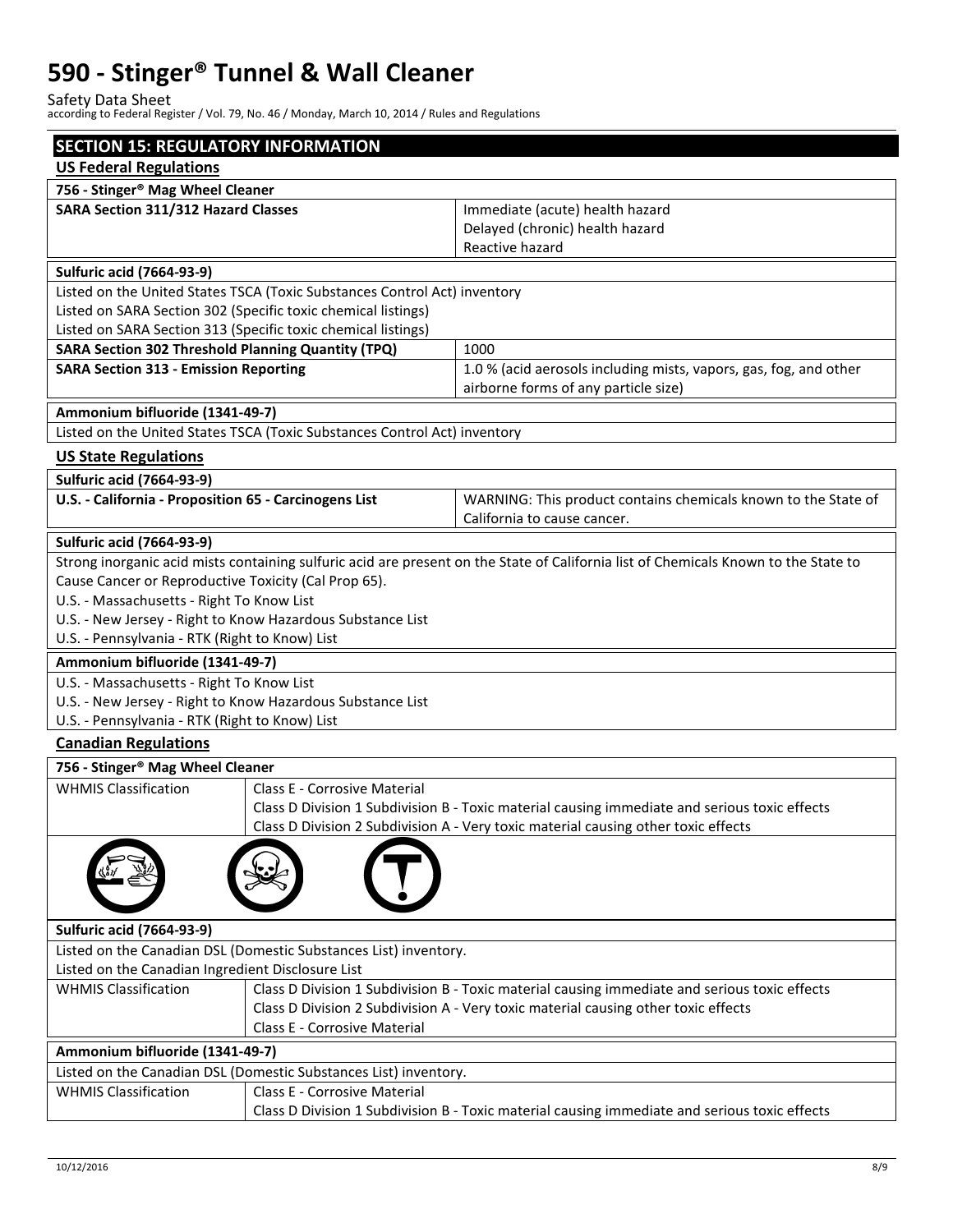# 590 - Stinger® Tunnel & Wall Cleaner

Safety Data Sheet
according to Federal Register / Vol. 79, No. 46 / Monday, March 10, 2014 / Rules and Regulations

## SECTION 15: REGULATORY INFORMATION

### US Federal Regulations

| 756 - Stinger® Mag Wheel Cleaner | |
|---|---|
| **SARA Section 311/312 Hazard Classes** | Immediate (acute) health hazard<br>Delayed (chronic) health hazard<br>Reactive hazard |

| Sulfuric acid (7664-93-9) | |
|---|---|
| Listed on the United States TSCA (Toxic Substances Control Act) inventory<br>Listed on SARA Section 302 (Specific toxic chemical listings)<br>Listed on SARA Section 313 (Specific toxic chemical listings) | |
| **SARA Section 302 Threshold Planning Quantity (TPQ)** | 1000 |
| **SARA Section 313 - Emission Reporting** | 1.0 % (acid aerosols including mists, vapors, gas, fog, and other airborne forms of any particle size) |

| Ammonium bifluoride (1341-49-7) |
|---|
| Listed on the United States TSCA (Toxic Substances Control Act) inventory |

### US State Regulations

| Sulfuric acid (7664-93-9) | |
|---|---|
| **U.S. - California - Proposition 65 - Carcinogens List** | WARNING: This product contains chemicals known to the State of California to cause cancer. |

| Sulfuric acid (7664-93-9) |
|---|
| Strong inorganic acid mists containing sulfuric acid are present on the State of California list of Chemicals Known to the State to Cause Cancer or Reproductive Toxicity (Cal Prop 65).<br>U.S. - Massachusetts - Right To Know List<br>U.S. - New Jersey - Right to Know Hazardous Substance List<br>U.S. - Pennsylvania - RTK (Right to Know) List |

| Ammonium bifluoride (1341-49-7) |
|---|
| U.S. - Massachusetts - Right To Know List<br>U.S. - New Jersey - Right to Know Hazardous Substance List<br>U.S. - Pennsylvania - RTK (Right to Know) List |

### Canadian Regulations

| 756 - Stinger® Mag Wheel Cleaner | |
|---|---|
| WHMIS Classification | Class E - Corrosive Material<br>Class D Division 1 Subdivision B - Toxic material causing immediate and serious toxic effects<br>Class D Division 2 Subdivision A - Very toxic material causing other toxic effects |

| Sulfuric acid (7664-93-9) | |
|---|---|
| Listed on the Canadian DSL (Domestic Substances List) inventory.<br>Listed on the Canadian Ingredient Disclosure List | |
| WHMIS Classification | Class D Division 1 Subdivision B - Toxic material causing immediate and serious toxic effects<br>Class D Division 2 Subdivision A - Very toxic material causing other toxic effects<br>Class E - Corrosive Material |

| Ammonium bifluoride (1341-49-7) | |
|---|---|
| Listed on the Canadian DSL (Domestic Substances List) inventory. | |
| WHMIS Classification | Class E - Corrosive Material<br>Class D Division 1 Subdivision B - Toxic material causing immediate and serious toxic effects |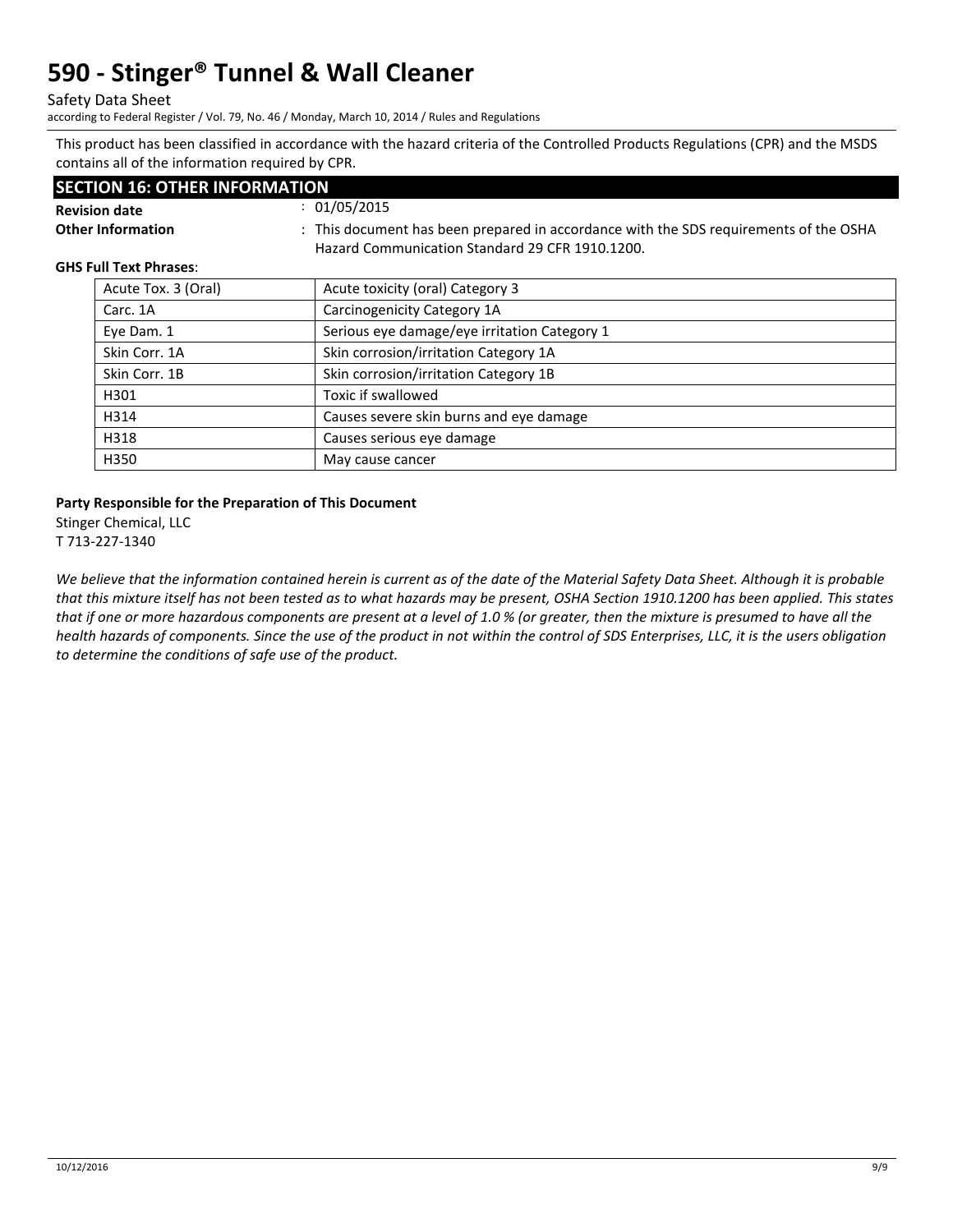This product has been classified in accordance with the hazard criteria of the Controlled Products Regulations (CPR) and the MSDS contains all of the information required by CPR.

## SECTION 16: OTHER INFORMATION

**Revision date** : 01/05/2015

**Other Information** : This document has been prepared in accordance with the SDS requirements of the OSHA Hazard Communication Standard 29 CFR 1910.1200.

**GHS Full Text Phrases**:

| | |
|---|---|
| Acute Tox. 3 (Oral) | Acute toxicity (oral) Category 3 |
| Carc. 1A | Carcinogenicity Category 1A |
| Eye Dam. 1 | Serious eye damage/eye irritation Category 1 |
| Skin Corr. 1A | Skin corrosion/irritation Category 1A |
| Skin Corr. 1B | Skin corrosion/irritation Category 1B |
| H301 | Toxic if swallowed |
| H314 | Causes severe skin burns and eye damage |
| H318 | Causes serious eye damage |
| H350 | May cause cancer |

**Party Responsible for the Preparation of This Document**

Stinger Chemical, LLC
T 713-227-1340

*We believe that the information contained herein is current as of the date of the Material Safety Data Sheet. Although it is probable that this mixture itself has not been tested as to what hazards may be present, OSHA Section 1910.1200 has been applied. This states that if one or more hazardous components are present at a level of 1.0 % (or greater, then the mixture is presumed to have all the health hazards of components. Since the use of the product in not within the control of SDS Enterprises, LLC, it is the users obligation to determine the conditions of safe use of the product.*